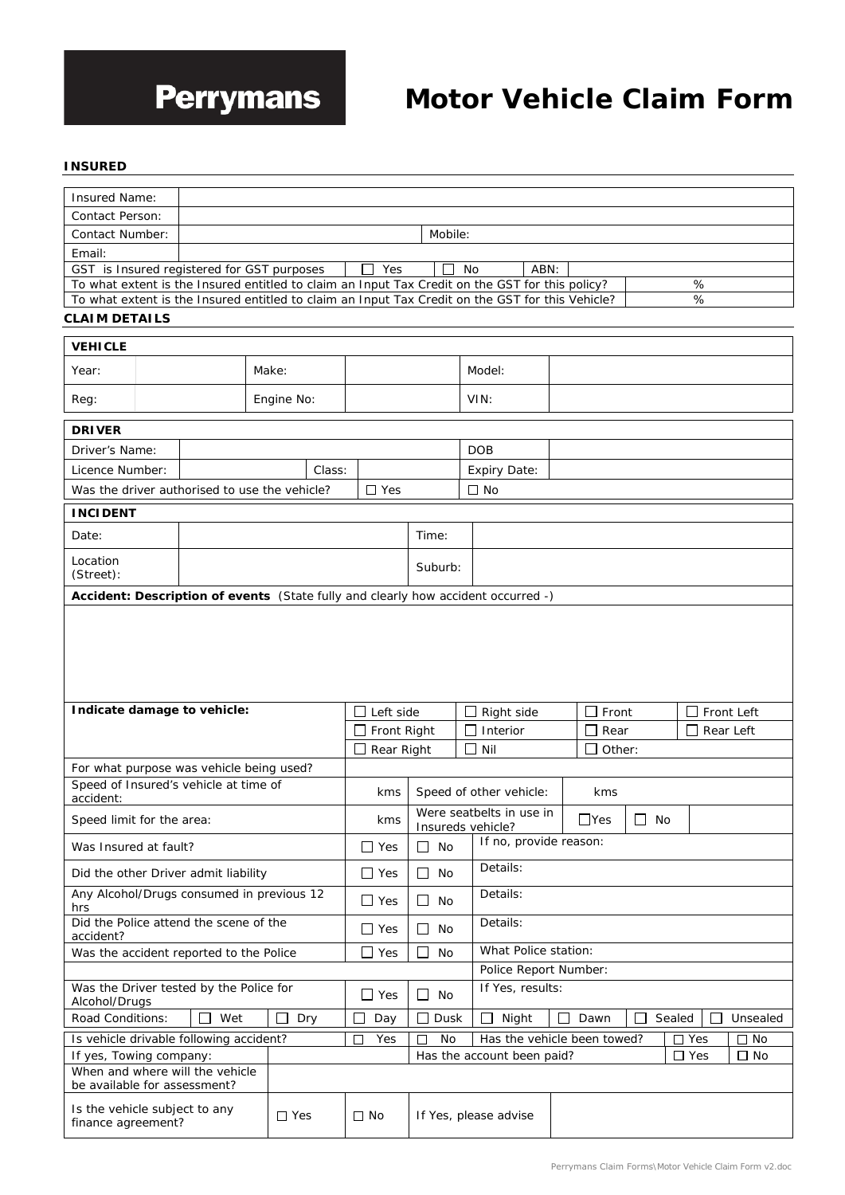**Perrymans**

# Motor Vehicle Claim Form

## INSURED

| Insured Name: | | | |
|---|---|---|---|
| Contact Person: | | | |
| Contact Number: | | Mobile: | |
| Email: | | | |

| GST is Insured registered for GST purposes | ☐ Yes | ☐ No | ABN: | |
|---|---|---|---|---|
| To what extent is the Insured entitled to claim an Input Tax Credit on the GST for this policy? | | | | % |
| To what extent is the Insured entitled to claim an Input Tax Credit on the GST for this Vehicle? | | | | % |

## CLAIM DETAILS

**VEHICLE**

| Year: | | Make: | | Model: | |
|---|---|---|---|---|---|
| Reg: | | Engine No: | | VIN: | |

**DRIVER**

| Driver's Name: | | | | DOB | |
|---|---|---|---|---|---|
| Licence Number: | | Class: | | Expiry Date: | |
| Was the driver authorised to use the vehicle? | | | ☐ Yes | ☐ No | |

**INCIDENT**

| Date: | | Time: | |
|---|---|---|---|
| Location (Street): | | Suburb: | |

**Accident: Description of events** (State fully and clearly how accident occurred -)

| **Indicate damage to vehicle:** | ☐ Left side | ☐ Right side | ☐ Front | ☐ Front Left |
|---|---|---|---|---|
| | ☐ Front Right | ☐ Interior | ☐ Rear | ☐ Rear Left |
| | ☐ Rear Right | ☐ Nil | ☐ Other: | |

| For what purpose was vehicle being used? | | | | | |
|---|---|---|---|---|---|
| Speed of Insured's vehicle at time of accident: | kms | Speed of other vehicle: | | kms | |
| Speed limit for the area: | kms | Were seatbelts in use in Insureds vehicle? | | ☐Yes | ☐ No |
| Was Insured at fault? | ☐ Yes | ☐ No | If no, provide reason: | | |
| Did the other Driver admit liability | ☐ Yes | ☐ No | Details: | | |
| Any Alcohol/Drugs consumed in previous 12 hrs | ☐ Yes | ☐ No | Details: | | |
| Did the Police attend the scene of the accident? | ☐ Yes | ☐ No | Details: | | |
| Was the accident reported to the Police | ☐ Yes | ☐ No | What Police station: | | |
| | | | Police Report Number: | | |
| Was the Driver tested by the Police for Alcohol/Drugs | ☐ Yes | ☐ No | If Yes, results: | | |

| Road Conditions: | ☐ Wet | ☐ Dry | ☐ Day | ☐ Dusk | ☐ Night | ☐ Dawn | ☐ Sealed | ☐ Unsealed |
|---|---|---|---|---|---|---|---|---|

| Is vehicle drivable following accident? | ☐ Yes | ☐ No | Has the vehicle been towed? | ☐ Yes | ☐ No |
|---|---|---|---|---|---|
| If yes, Towing company: | | | Has the account been paid? | ☐ Yes | ☐ No |
| When and where will the vehicle be available for assessment? | | | | | |
| Is the vehicle subject to any finance agreement? | ☐ Yes | ☐ No | If Yes, please advise | | |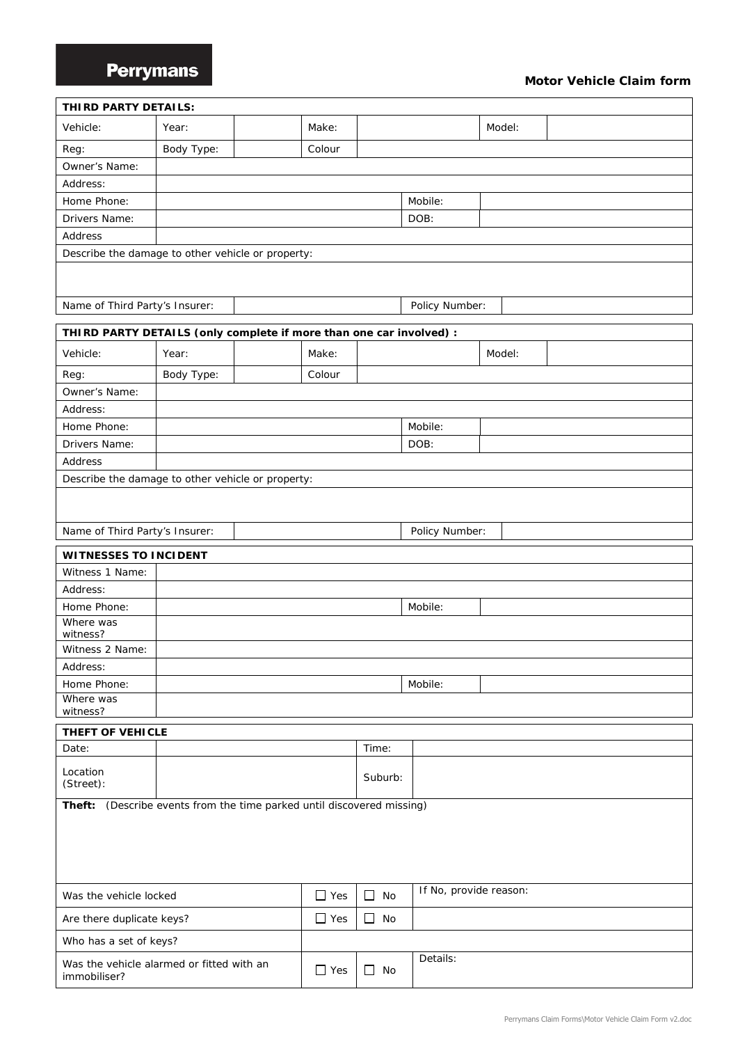**Perrymans**

**Motor Vehicle Claim form**

| **THIRD PARTY DETAILS:** | | | | | | | |
|---|---|---|---|---|---|---|---|
| Vehicle: | Year: | | Make: | | | Model: | |
| Reg: | Body Type: | | Colour | | | | |
| Owner's Name: | | | | | | | |
| Address: | | | | | | | |
| Home Phone: | | | | | Mobile: | | |
| Drivers Name: | | | | | DOB: | | |
| Address | | | | | | | |
| Describe the damage to other vehicle or property: | | | | | | | |
| | | | | | | | |
| Name of Third Party's Insurer: | | | | | Policy Number: | | |

| **THIRD PARTY DETAILS (only complete if more than one car involved) :** | | | | | | | |
|---|---|---|---|---|---|---|---|
| Vehicle: | Year: | | Make: | | | Model: | |
| Reg: | Body Type: | | Colour | | | | |
| Owner's Name: | | | | | | | |
| Address: | | | | | | | |
| Home Phone: | | | | | Mobile: | | |
| Drivers Name: | | | | | DOB: | | |
| Address | | | | | | | |
| Describe the damage to other vehicle or property: | | | | | | | |
| | | | | | | | |
| Name of Third Party's Insurer: | | | | | Policy Number: | | |

| **WITNESSES TO INCIDENT** | | | |
|---|---|---|---|
| Witness 1 Name: | | | |
| Address: | | | |
| Home Phone: | | Mobile: | |
| Where was witness? | | | |
| Witness 2 Name: | | | |
| Address: | | | |
| Home Phone: | | Mobile: | |
| Where was witness? | | | |

| **THEFT OF VEHICLE** | | | | |
|---|---|---|---|---|
| Date: | | | Time: | |
| Location (Street): | | | Suburb: | |
| **Theft:** (Describe events from the time parked until discovered missing) | | | | |
| | | | | |
| Was the vehicle locked | | ☐ Yes | ☐ No | If No, provide reason: |
| Are there duplicate keys? | | ☐ Yes | ☐ No | |
| Who has a set of keys? | | | | |
| Was the vehicle alarmed or fitted with an immobiliser? | | ☐ Yes | ☐ No | Details: |

Perrymans Claim Forms\Motor Vehicle Claim Form v2.doc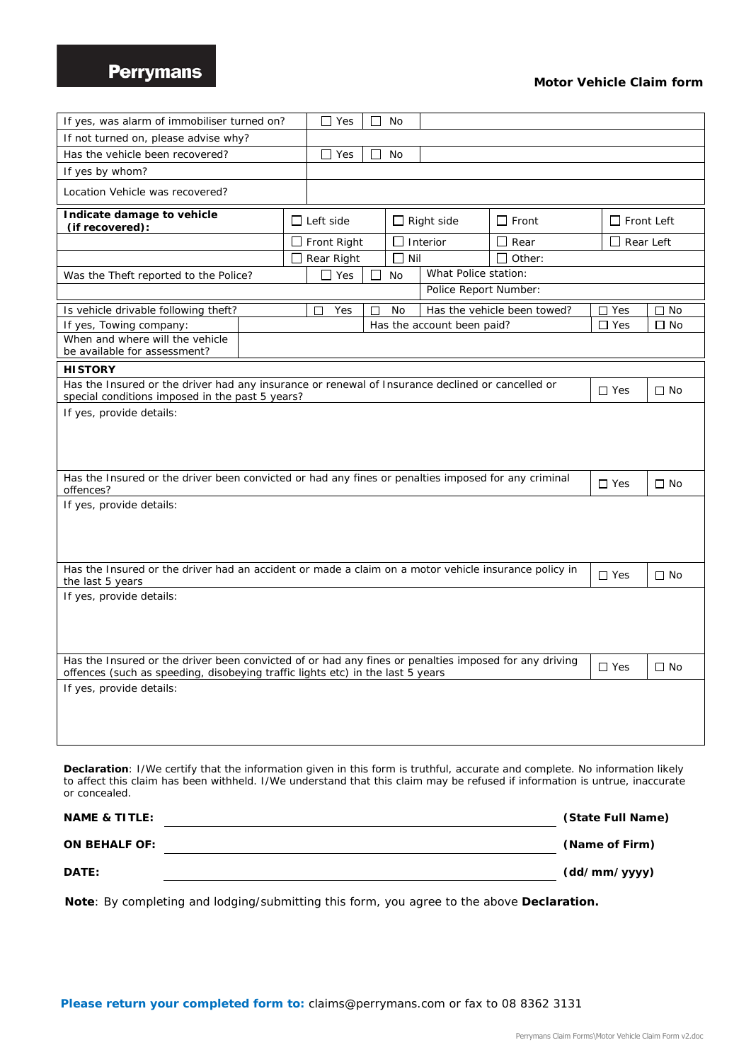Perrymans

**Motor Vehicle Claim form**

| | | | |
|---|---|---|---|
| If yes, was alarm of immobiliser turned on? | ☐ Yes | ☐ No | |
| If not turned on, please advise why? | | | |
| Has the vehicle been recovered? | ☐ Yes | ☐ No | |
| If yes by whom? | | | |
| Location Vehicle was recovered? | | | |

| | | | | |
|---|---|---|---|---|
| **Indicate damage to vehicle (if recovered):** | ☐ Left side | ☐ Right side | ☐ Front | ☐ Front Left |
| | ☐ Front Right | ☐ Interior | ☐ Rear | ☐ Rear Left |
| | ☐ Rear Right | ☐ Nil | ☐ Other: | |

| | | | | | | | |
|---|---|---|---|---|---|---|---|
| Was the Theft reported to the Police? | | ☐ Yes | ☐ No | What Police station: | | | |
| | | | | Police Report Number: | | | |
| Is vehicle drivable following theft? | | ☐ Yes | ☐ No | Has the vehicle been towed? | | ☐ Yes | ☐ No |
| If yes, Towing company: | | | Has the account been paid? | | | ☐ Yes | ☐ No |
| When and where will the vehicle be available for assessment? | | | | | | | |

| | | |
|---|---|---|
| **HISTORY** | | |
| Has the Insured or the driver had any insurance or renewal of Insurance declined or cancelled or special conditions imposed in the past 5 years? | ☐ Yes | ☐ No |
| If yes, provide details: | | |
| Has the Insured or the driver been convicted or had any fines or penalties imposed for any criminal offences? | ☐ Yes | ☐ No |
| If yes, provide details: | | |
| Has the Insured or the driver had an accident or made a claim on a motor vehicle insurance policy in the last 5 years | ☐ Yes | ☐ No |
| If yes, provide details: | | |
| Has the Insured or the driver been convicted of or had any fines or penalties imposed for any driving offences (such as speeding, disobeying traffic lights etc) in the last 5 years | ☐ Yes | ☐ No |
| If yes, provide details: | | |

**Declaration**: I/We certify that the information given in this form is truthful, accurate and complete. No information likely to affect this claim has been withheld. I/We understand that this claim may be refused if information is untrue, inaccurate or concealed.

**NAME & TITLE:** ______________________________ **(State Full Name)**

**ON BEHALF OF:** ______________________________ **(Name of Firm)**

**DATE:** ______________________________ **(dd/mm/yyyy)**

**Note**: By completing and lodging/submitting this form, you agree to the above **Declaration.**

**Please return your completed form to:** claims@perrymans.com or fax to 08 8362 3131